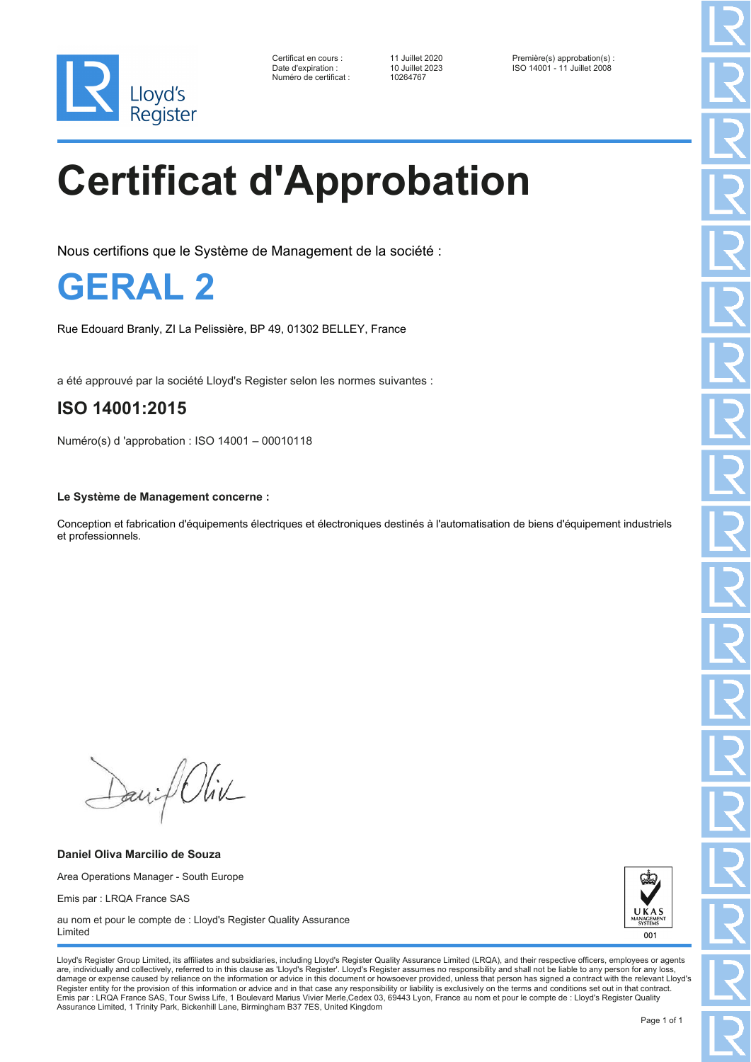Lloyd's Register

| | | |
|---|---|---|
| Certificat en cours : | 11 Juillet 2020 | Première(s) approbation(s) : |
| Date d'expiration : | 10 Juillet 2023 | ISO 14001 - 11 Juillet 2008 |
| Numéro de certificat : | 10264767 | |

# Certificat d'Approbation

Nous certifions que le Système de Management de la société :

## GERAL 2

Rue Edouard Branly, ZI La Pelissière, BP 49, 01302 BELLEY, France

a été approuvé par la société Lloyd's Register selon les normes suivantes :

## ISO 14001:2015

Numéro(s) d 'approbation : ISO 14001 – 00010118

**Le Système de Management concerne :**

Conception et fabrication d'équipements électriques et électroniques destinés à l'automatisation de biens d'équipement industriels et professionnels.

**Daniel Oliva Marcilio de Souza**

Area Operations Manager - South Europe

Emis par : LRQA France SAS

au nom et pour le compte de : Lloyd's Register Quality Assurance Limited

UKAS MANAGEMENT SYSTEMS 001

Lloyd's Register Group Limited, its affiliates and subsidiaries, including Lloyd's Register Quality Assurance Limited (LRQA), and their respective officers, employees or agents are, individually and collectively, referred to in this clause as 'Lloyd's Register'. Lloyd's Register assumes no responsibility and shall not be liable to any person for any loss, damage or expense caused by reliance on the information or advice in this document or howsoever provided, unless that person has signed a contract with the relevant Lloyd's Register entity for the provision of this information or advice and in that case any responsibility or liability is exclusively on the terms and conditions set out in that contract. Emis par : LRQA France SAS, Tour Swiss Life, 1 Boulevard Marius Vivier Merle,Cedex 03, 69443 Lyon, France au nom et pour le compte de : Lloyd's Register Quality Assurance Limited, 1 Trinity Park, Bickenhill Lane, Birmingham B37 7ES, United Kingdom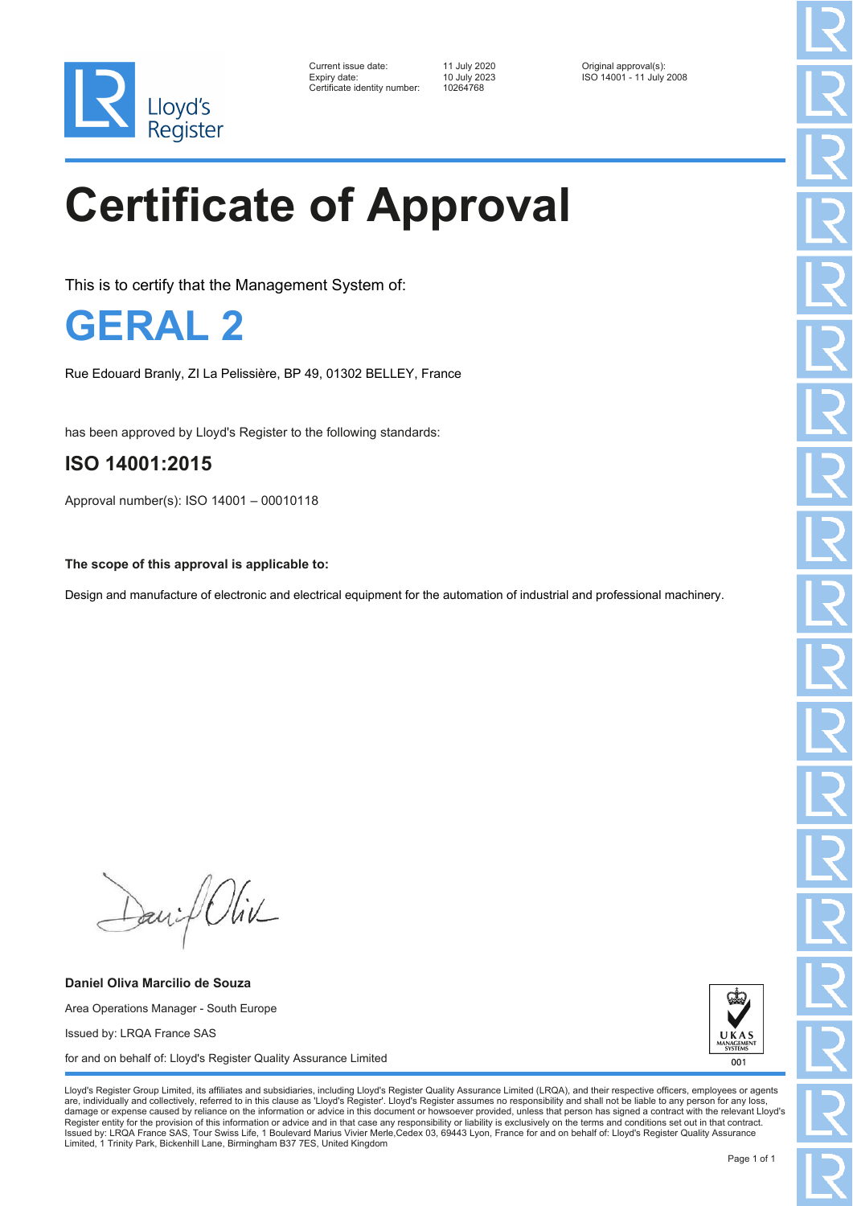Lloyd's Register

Current issue date: 11 July 2020
Expiry date: 10 July 2023
Certificate identity number: 10264768

Original approval(s):
ISO 14001 - 11 July 2008

# Certificate of Approval

This is to certify that the Management System of:

## GERAL 2

Rue Edouard Branly, ZI La Pelissière, BP 49, 01302 BELLEY, France

has been approved by Lloyd's Register to the following standards:

## ISO 14001:2015

Approval number(s): ISO 14001 – 00010118

**The scope of this approval is applicable to:**

Design and manufacture of electronic and electrical equipment for the automation of industrial and professional machinery.

**Daniel Oliva Marcilio de Souza**

Area Operations Manager - South Europe

Issued by: LRQA France SAS

for and on behalf of: Lloyd's Register Quality Assurance Limited

UKAS MANAGEMENT SYSTEMS 001

Lloyd's Register Group Limited, its affiliates and subsidiaries, including Lloyd's Register Quality Assurance Limited (LRQA), and their respective officers, employees or agents are, individually and collectively, referred to in this clause as 'Lloyd's Register'. Lloyd's Register assumes no responsibility and shall not be liable to any person for any loss, damage or expense caused by reliance on the information or advice in this document or howsoever provided, unless that person has signed a contract with the relevant Lloyd's Register entity for the provision of this information or advice and in that case any responsibility or liability is exclusively on the terms and conditions set out in that contract.
Issued by: LRQA France SAS, Tour Swiss Life, 1 Boulevard Marius Vivier Merle,Cedex 03, 69443 Lyon, France for and on behalf of: Lloyd's Register Quality Assurance Limited, 1 Trinity Park, Bickenhill Lane, Birmingham B37 7ES, United Kingdom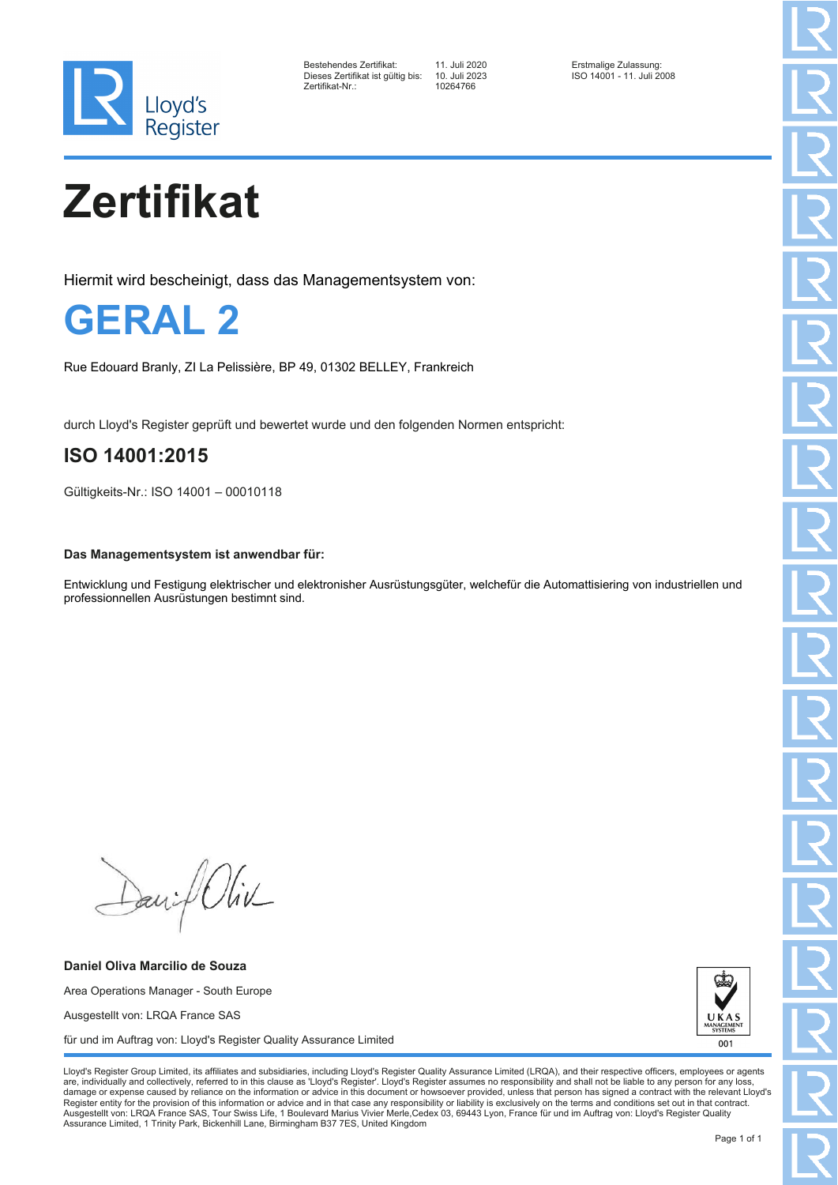| | | | |
|---|---|---|---|
| Bestehendes Zertifikat: | 11. Juli 2020 | Erstmalige Zulassung: | |
| Dieses Zertifikat ist gültig bis: | 10. Juli 2023 | ISO 14001 - 11. Juli 2008 | |
| Zertifikat-Nr.: | 10264766 | | |

# Zertifikat

Hiermit wird bescheinigt, dass das Managementsystem von:

## GERAL 2

Rue Edouard Branly, ZI La Pelissière, BP 49, 01302 BELLEY, Frankreich

durch Lloyd's Register geprüft und bewertet wurde und den folgenden Normen entspricht:

## ISO 14001:2015

Gültigkeits-Nr.: ISO 14001 – 00010118

**Das Managementsystem ist anwendbar für:**

Entwicklung und Festigung elektrischer und elektronisher Ausrüstungsgüter, welchefür die Automattisiering von industriellen und professionellen Ausrüstungen bestimnt sind.

**Daniel Oliva Marcilio de Souza**

Area Operations Manager - South Europe

Ausgestellt von: LRQA France SAS

für und im Auftrag von: Lloyd's Register Quality Assurance Limited

UKAS MANAGEMENT SYSTEMS 001

Lloyd's Register Group Limited, its affiliates and subsidiaries, including Lloyd's Register Quality Assurance Limited (LRQA), and their respective officers, employees or agents are, individually and collectively, referred to in this clause as 'Lloyd's Register'. Lloyd's Register assumes no responsibility and shall not be liable to any person for any loss, damage or expense caused by reliance on the information or advice in this document or howsoever provided, unless that person has signed a contract with the relevant Lloyd's Register entity for the provision of this information or advice and in that case any responsibility or liability is exclusively on the terms and conditions set out in that contract. Ausgestellt von: LRQA France SAS, Tour Swiss Life, 1 Boulevard Marius Vivier Merle,Cedex 03, 69443 Lyon, France für und im Auftrag von: Lloyd's Register Quality Assurance Limited, 1 Trinity Park, Bickenhill Lane, Birmingham B37 7ES, United Kingdom